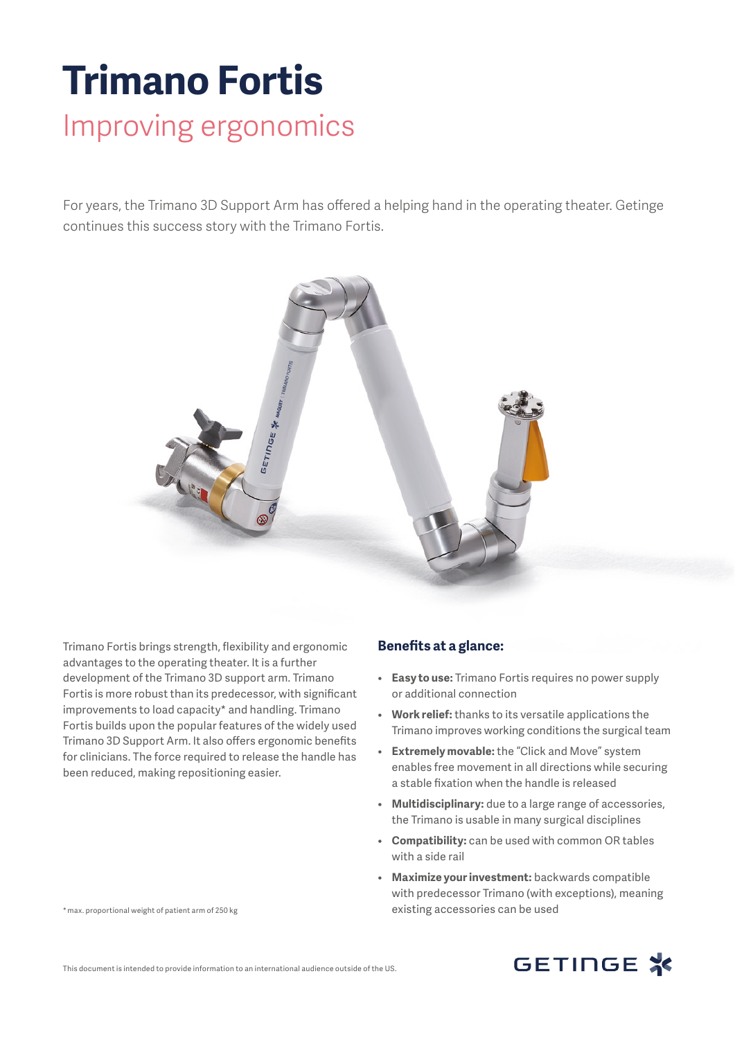# Trimano Fortis

## Improving ergonomics

For years, the Trimano 3D Support Arm has offered a helping hand in the operating theater. Getinge continues this success story with the Trimano Fortis.

Trimano Fortis brings strength, flexibility and ergonomic advantages to the operating theater. It is a further development of the Trimano 3D support arm. Trimano Fortis is more robust than its predecessor, with significant improvements to load capacity* and handling. Trimano Fortis builds upon the popular features of the widely used Trimano 3D Support Arm. It also offers ergonomic benefits for clinicians. The force required to release the handle has been reduced, making repositioning easier.

* max. proportional weight of patient arm of 250 kg

### Benefits at a glance:

- **Easy to use:** Trimano Fortis requires no power supply or additional connection
- **Work relief:** thanks to its versatile applications the Trimano improves working conditions the surgical team
- **Extremely movable:** the "Click and Move" system enables free movement in all directions while securing a stable fixation when the handle is released
- **Multidisciplinary:** due to a large range of accessories, the Trimano is usable in many surgical disciplines
- **Compatibility:** can be used with common OR tables with a side rail
- **Maximize your investment:** backwards compatible with predecessor Trimano (with exceptions), meaning existing accessories can be used

This document is intended to provide information to an international audience outside of the US.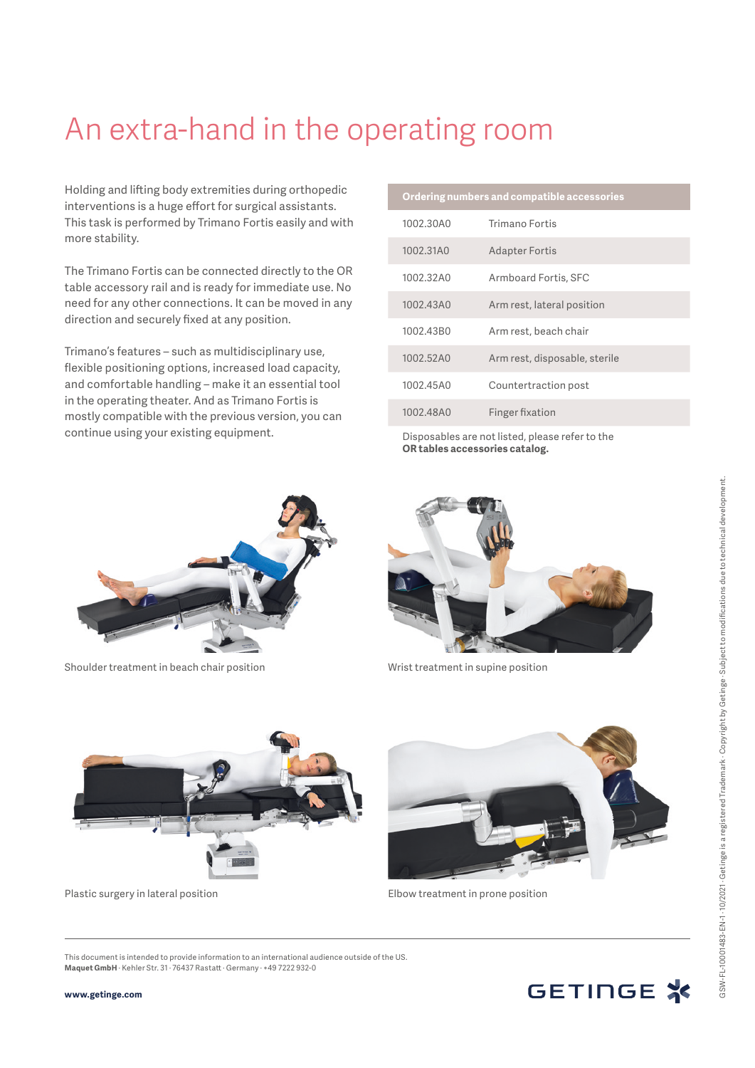# An extra-hand in the operating room

Holding and lifting body extremities during orthopedic interventions is a huge effort for surgical assistants. This task is performed by Trimano Fortis easily and with more stability.

The Trimano Fortis can be connected directly to the OR table accessory rail and is ready for immediate use. No need for any other connections. It can be moved in any direction and securely fixed at any position.

Trimano's features – such as multidisciplinary use, flexible positioning options, increased load capacity, and comfortable handling – make it an essential tool in the operating theater. And as Trimano Fortis is mostly compatible with the previous version, you can continue using your existing equipment.

| **Ordering numbers and compatible accessories** | |
|---|---|
| 1002.30A0 | Trimano Fortis |
| 1002.31A0 | Adapter Fortis |
| 1002.32A0 | Armboard Fortis, SFC |
| 1002.43A0 | Arm rest, lateral position |
| 1002.43B0 | Arm rest, beach chair |
| 1002.52A0 | Arm rest, disposable, sterile |
| 1002.45A0 | Countertraction post |
| 1002.48A0 | Finger fixation |

Disposables are not listed, please refer to the **OR tables accessories catalog.**

Shoulder treatment in beach chair position

Wrist treatment in supine position

Plastic surgery in lateral position

Elbow treatment in prone position

This document is intended to provide information to an international audience outside of the US.
**Maquet GmbH** · Kehler Str. 31 · 76437 Rastatt · Germany · +49 7222 932-0

**www.getinge.com**

GETINGE

GSW-FL-10001483-EN-1 · 10/2021 · Getinge is a registered Trademark · Copyright by Getinge · Subject to modifications due to technical development.